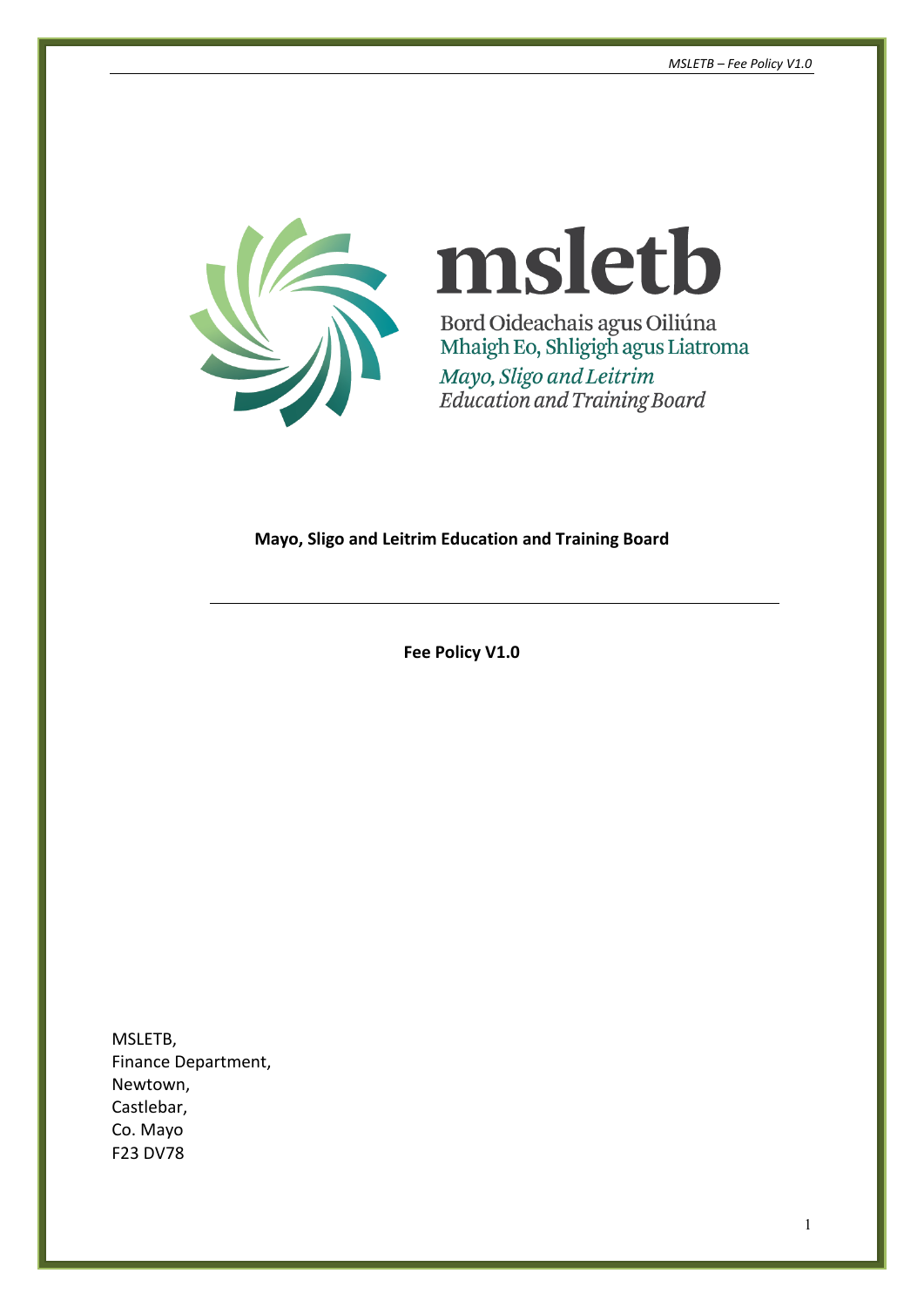msletb

Bord Oideachais agus Oiliúna
Mhaigh Eo, Shligigh agus Liatroma
*Mayo, Sligo and Leitrim*
*Education and Training Board*

**Mayo, Sligo and Leitrim Education and Training Board**

---

**Fee Policy V1.0**

MSLETB,
Finance Department,
Newtown,
Castlebar,
Co. Mayo
F23 DV78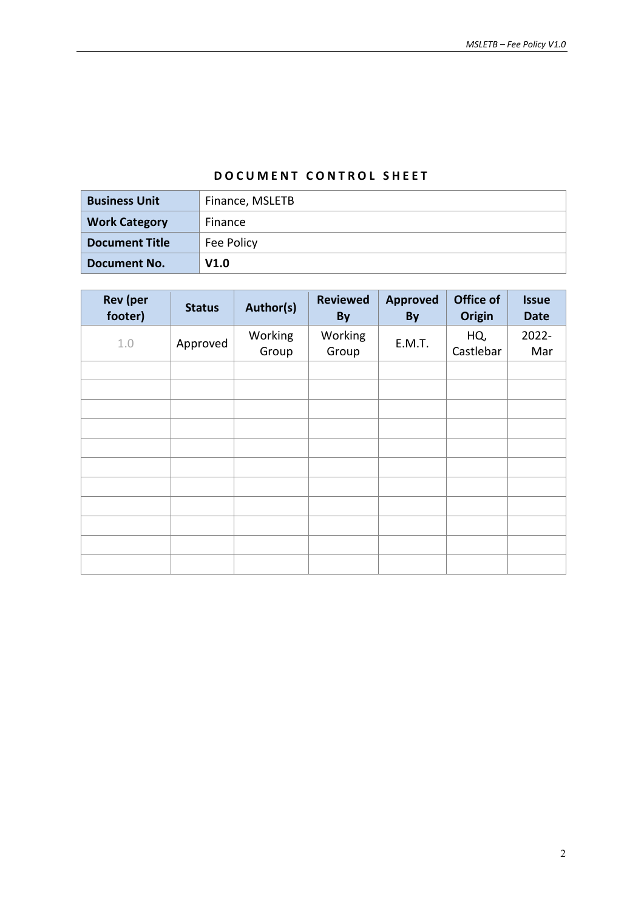**DOCUMENT CONTROL SHEET**

| **Business Unit** | Finance, MSLETB |
|---|---|
| **Work Category** | Finance |
| **Document Title** | Fee Policy |
| **Document No.** | **V1.0** |

| Rev (per footer) | Status | Author(s) | Reviewed By | Approved By | Office of Origin | Issue Date |
|---|---|---|---|---|---|---|
| 1.0 | Approved | Working Group | Working Group | E.M.T. | HQ, Castlebar | 2022-Mar |
| | | | | | | |
| | | | | | | |
| | | | | | | |
| | | | | | | |
| | | | | | | |
| | | | | | | |
| | | | | | | |
| | | | | | | |
| | | | | | | |
| | | | | | | |
| | | | | | | |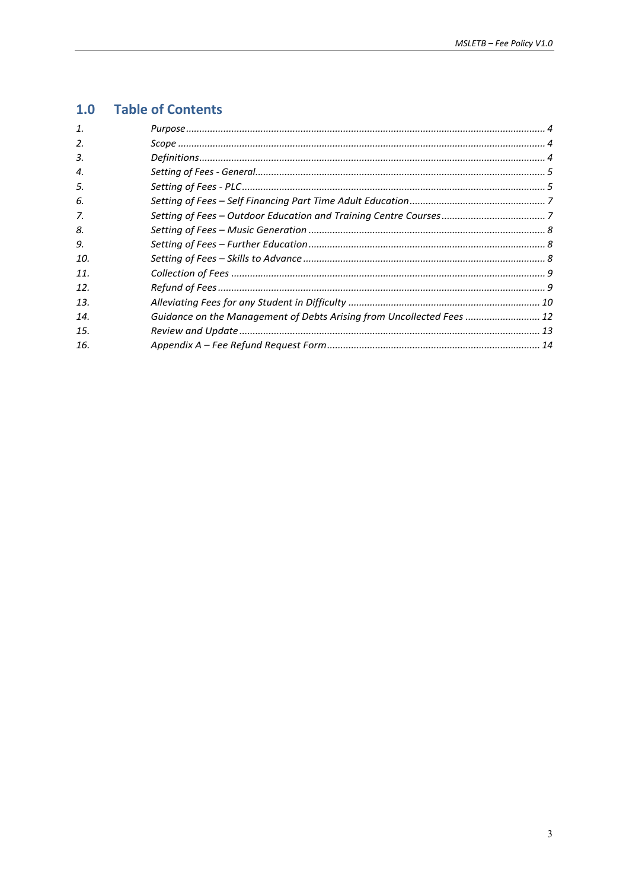## 1.0 Table of Contents

| | | |
|---|---|---|
| *1.* | *Purpose* | *4* |
| *2.* | *Scope* | *4* |
| *3.* | *Definitions* | *4* |
| *4.* | *Setting of Fees - General* | *5* |
| *5.* | *Setting of Fees - PLC* | *5* |
| *6.* | *Setting of Fees – Self Financing Part Time Adult Education* | *7* |
| *7.* | *Setting of Fees – Outdoor Education and Training Centre Courses* | *7* |
| *8.* | *Setting of Fees – Music Generation* | *8* |
| *9.* | *Setting of Fees – Further Education* | *8* |
| *10.* | *Setting of Fees – Skills to Advance* | *8* |
| *11.* | *Collection of Fees* | *9* |
| *12.* | *Refund of Fees* | *9* |
| *13.* | *Alleviating Fees for any Student in Difficulty* | *10* |
| *14.* | *Guidance on the Management of Debts Arising from Uncollected Fees* | *12* |
| *15.* | *Review and Update* | *13* |
| *16.* | *Appendix A – Fee Refund Request Form* | *14* |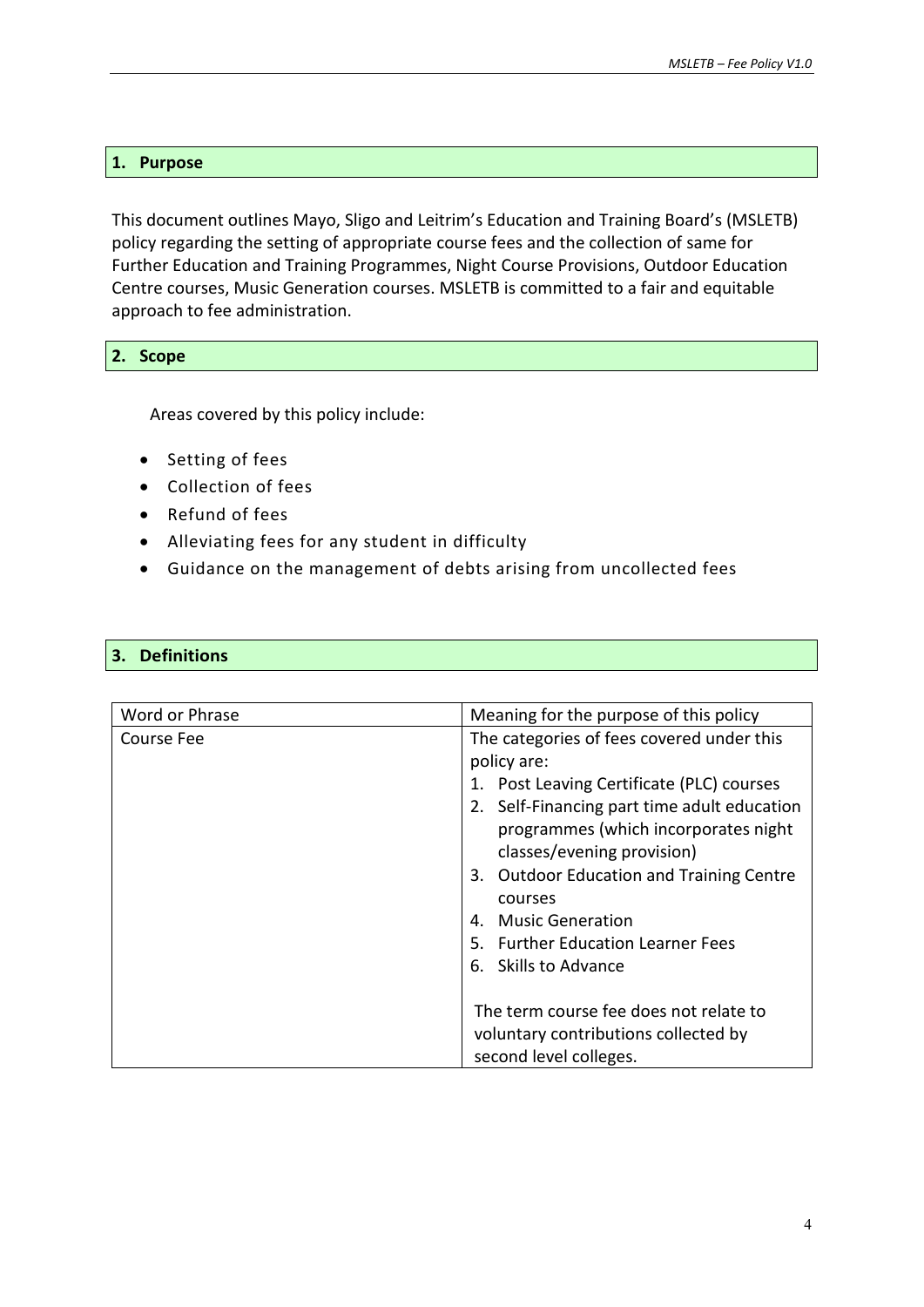## 1. Purpose

This document outlines Mayo, Sligo and Leitrim's Education and Training Board's (MSLETB) policy regarding the setting of appropriate course fees and the collection of same for Further Education and Training Programmes, Night Course Provisions, Outdoor Education Centre courses, Music Generation courses. MSLETB is committed to a fair and equitable approach to fee administration.

## 2. Scope

Areas covered by this policy include:

- Setting of fees
- Collection of fees
- Refund of fees
- Alleviating fees for any student in difficulty
- Guidance on the management of debts arising from uncollected fees

## 3. Definitions

| Word or Phrase | Meaning for the purpose of this policy |
|---|---|
| Course Fee | The categories of fees covered under this policy are:<br>1. Post Leaving Certificate (PLC) courses<br>2. Self-Financing part time adult education programmes (which incorporates night classes/evening provision)<br>3. Outdoor Education and Training Centre courses<br>4. Music Generation<br>5. Further Education Learner Fees<br>6. Skills to Advance<br><br>The term course fee does not relate to voluntary contributions collected by second level colleges. |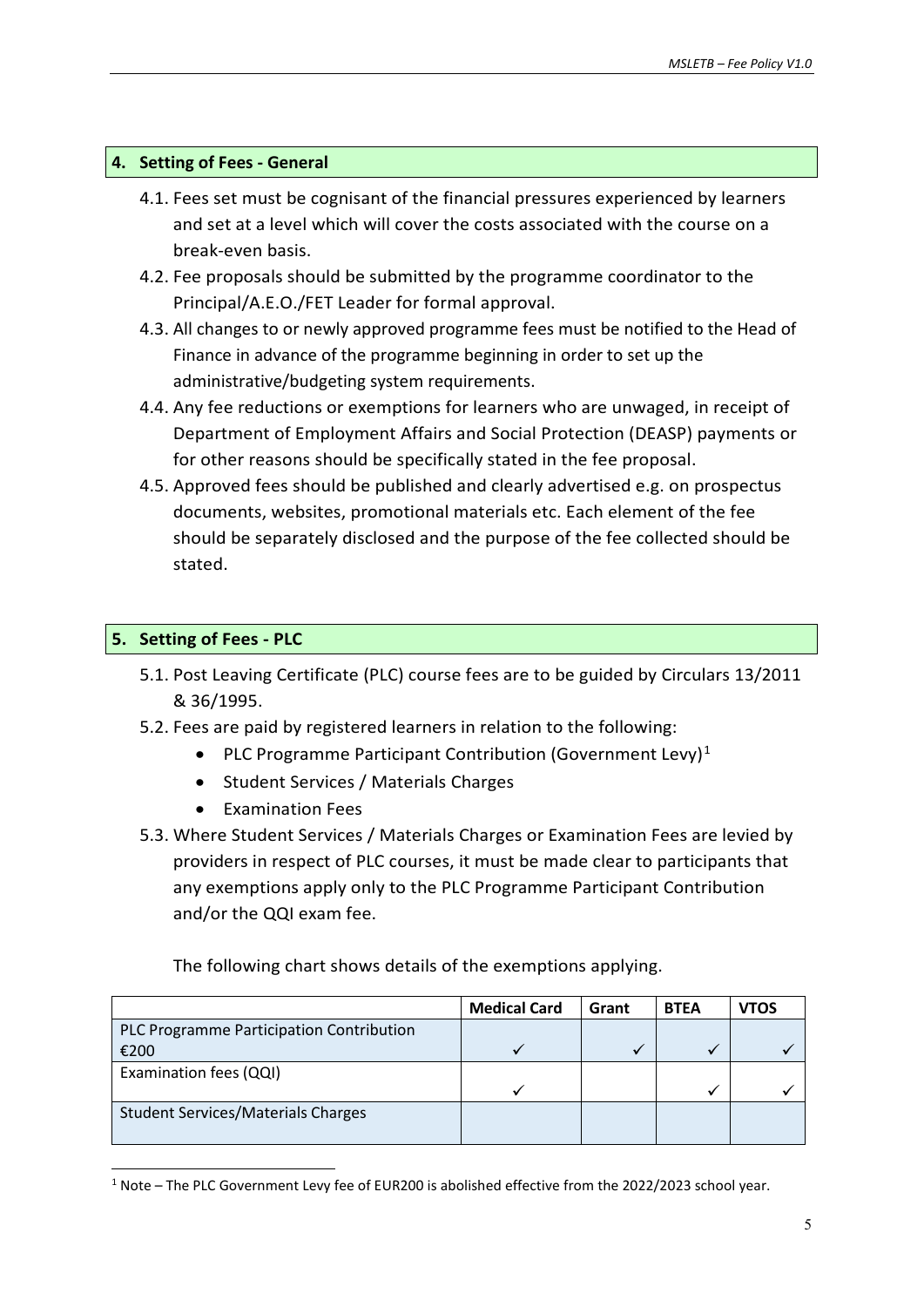## 4. Setting of Fees - General

4.1. Fees set must be cognisant of the financial pressures experienced by learners and set at a level which will cover the costs associated with the course on a break-even basis.

4.2. Fee proposals should be submitted by the programme coordinator to the Principal/A.E.O./FET Leader for formal approval.

4.3. All changes to or newly approved programme fees must be notified to the Head of Finance in advance of the programme beginning in order to set up the administrative/budgeting system requirements.

4.4. Any fee reductions or exemptions for learners who are unwaged, in receipt of Department of Employment Affairs and Social Protection (DEASP) payments or for other reasons should be specifically stated in the fee proposal.

4.5. Approved fees should be published and clearly advertised e.g. on prospectus documents, websites, promotional materials etc. Each element of the fee should be separately disclosed and the purpose of the fee collected should be stated.

## 5. Setting of Fees - PLC

5.1. Post Leaving Certificate (PLC) course fees are to be guided by Circulars 13/2011 & 36/1995.

5.2. Fees are paid by registered learners in relation to the following:

- PLC Programme Participant Contribution (Government Levy)[1]
- Student Services / Materials Charges
- Examination Fees

5.3. Where Student Services / Materials Charges or Examination Fees are levied by providers in respect of PLC courses, it must be made clear to participants that any exemptions apply only to the PLC Programme Participant Contribution and/or the QQI exam fee.

The following chart shows details of the exemptions applying.

| | Medical Card | Grant | BTEA | VTOS |
|---|---|---|---|---|
| PLC Programme Participation Contribution €200 | ✓ | ✓ | ✓ | ✓ |
| Examination fees (QQI) | ✓ | | ✓ | ✓ |
| Student Services/Materials Charges | | | | |

[1] Note – The PLC Government Levy fee of EUR200 is abolished effective from the 2022/2023 school year.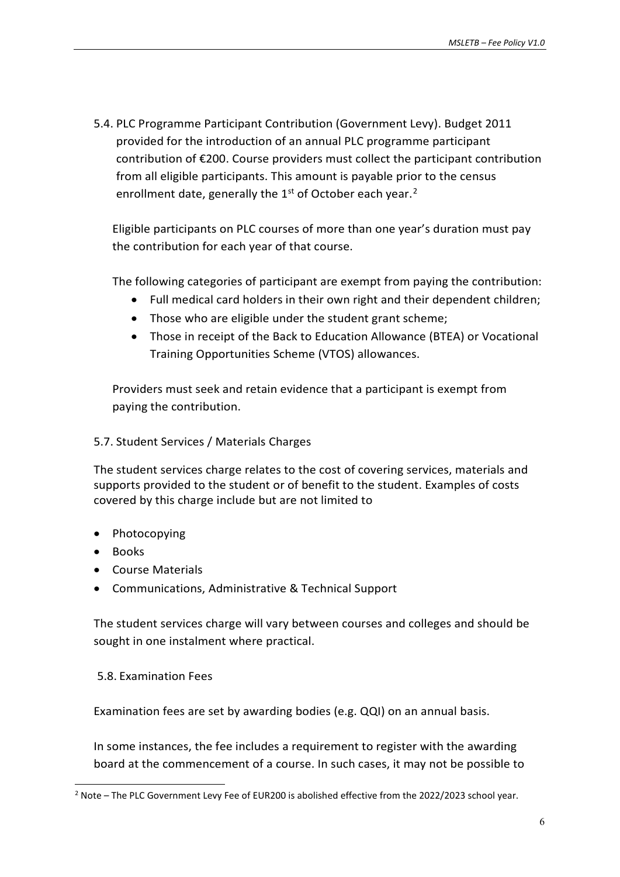5.4. PLC Programme Participant Contribution (Government Levy). Budget 2011 provided for the introduction of an annual PLC programme participant contribution of €200. Course providers must collect the participant contribution from all eligible participants. This amount is payable prior to the census enrollment date, generally the 1st of October each year.[2]

Eligible participants on PLC courses of more than one year's duration must pay the contribution for each year of that course.

The following categories of participant are exempt from paying the contribution:

- Full medical card holders in their own right and their dependent children;
- Those who are eligible under the student grant scheme;
- Those in receipt of the Back to Education Allowance (BTEA) or Vocational Training Opportunities Scheme (VTOS) allowances.

Providers must seek and retain evidence that a participant is exempt from paying the contribution.

5.7. Student Services / Materials Charges

The student services charge relates to the cost of covering services, materials and supports provided to the student or of benefit to the student. Examples of costs covered by this charge include but are not limited to

- Photocopying
- Books
- Course Materials
- Communications, Administrative & Technical Support

The student services charge will vary between courses and colleges and should be sought in one instalment where practical.

5.8. Examination Fees

Examination fees are set by awarding bodies (e.g. QQI) on an annual basis.

In some instances, the fee includes a requirement to register with the awarding board at the commencement of a course. In such cases, it may not be possible to

[2] Note – The PLC Government Levy Fee of EUR200 is abolished effective from the 2022/2023 school year.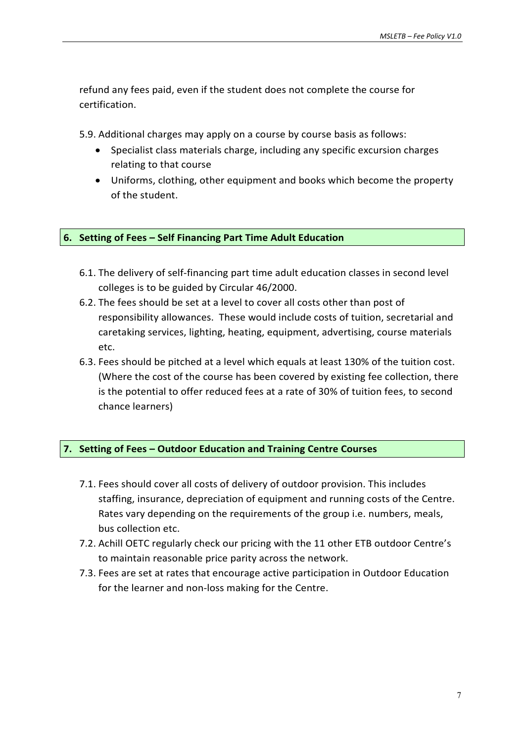refund any fees paid, even if the student does not complete the course for certification.

5.9. Additional charges may apply on a course by course basis as follows:

- Specialist class materials charge, including any specific excursion charges relating to that course
- Uniforms, clothing, other equipment and books which become the property of the student.

## 6. Setting of Fees – Self Financing Part Time Adult Education

6.1. The delivery of self-financing part time adult education classes in second level colleges is to be guided by Circular 46/2000.

6.2. The fees should be set at a level to cover all costs other than post of responsibility allowances. These would include costs of tuition, secretarial and caretaking services, lighting, heating, equipment, advertising, course materials etc.

6.3. Fees should be pitched at a level which equals at least 130% of the tuition cost. (Where the cost of the course has been covered by existing fee collection, there is the potential to offer reduced fees at a rate of 30% of tuition fees, to second chance learners)

## 7. Setting of Fees – Outdoor Education and Training Centre Courses

7.1. Fees should cover all costs of delivery of outdoor provision. This includes staffing, insurance, depreciation of equipment and running costs of the Centre. Rates vary depending on the requirements of the group i.e. numbers, meals, bus collection etc.

7.2. Achill OETC regularly check our pricing with the 11 other ETB outdoor Centre's to maintain reasonable price parity across the network.

7.3. Fees are set at rates that encourage active participation in Outdoor Education for the learner and non-loss making for the Centre.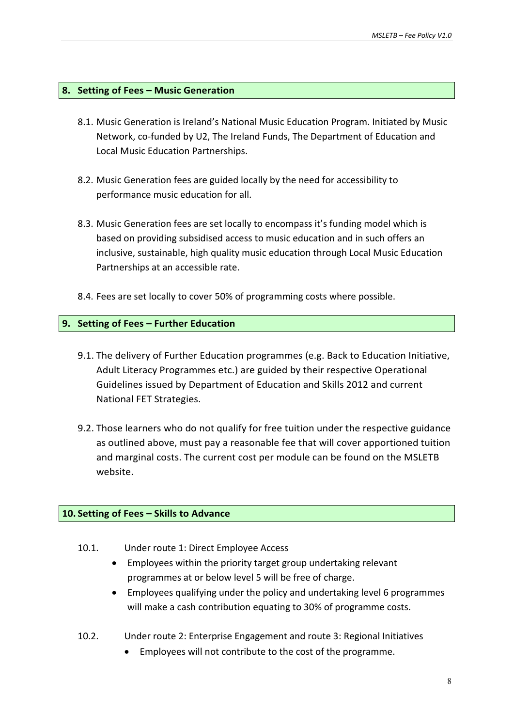## 8. Setting of Fees – Music Generation

8.1. Music Generation is Ireland's National Music Education Program. Initiated by Music Network, co-funded by U2, The Ireland Funds, The Department of Education and Local Music Education Partnerships.

8.2. Music Generation fees are guided locally by the need for accessibility to performance music education for all.

8.3. Music Generation fees are set locally to encompass it's funding model which is based on providing subsidised access to music education and in such offers an inclusive, sustainable, high quality music education through Local Music Education Partnerships at an accessible rate.

8.4. Fees are set locally to cover 50% of programming costs where possible.

## 9. Setting of Fees – Further Education

9.1. The delivery of Further Education programmes (e.g. Back to Education Initiative, Adult Literacy Programmes etc.) are guided by their respective Operational Guidelines issued by Department of Education and Skills 2012 and current National FET Strategies.

9.2. Those learners who do not qualify for free tuition under the respective guidance as outlined above, must pay a reasonable fee that will cover apportioned tuition and marginal costs. The current cost per module can be found on the MSLETB website.

## 10. Setting of Fees – Skills to Advance

10.1. Under route 1: Direct Employee Access

- Employees within the priority target group undertaking relevant programmes at or below level 5 will be free of charge.
- Employees qualifying under the policy and undertaking level 6 programmes will make a cash contribution equating to 30% of programme costs.

10.2. Under route 2: Enterprise Engagement and route 3: Regional Initiatives

- Employees will not contribute to the cost of the programme.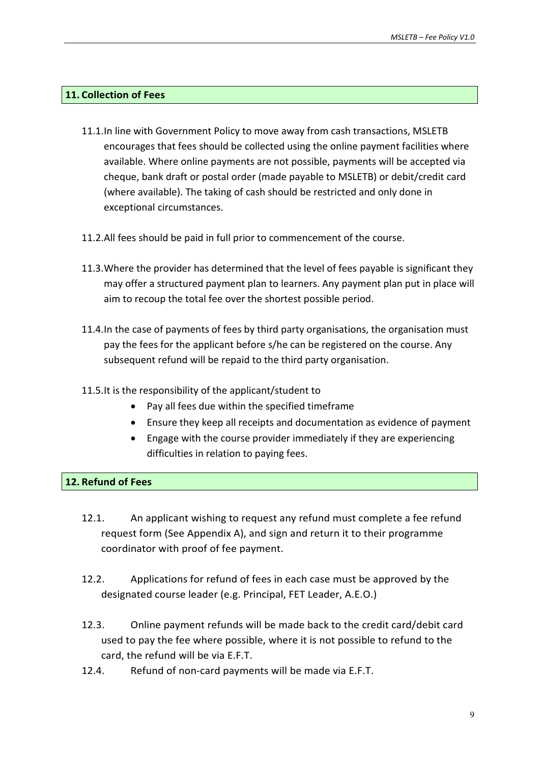## 11. Collection of Fees

11.1. In line with Government Policy to move away from cash transactions, MSLETB encourages that fees should be collected using the online payment facilities where available. Where online payments are not possible, payments will be accepted via cheque, bank draft or postal order (made payable to MSLETB) or debit/credit card (where available). The taking of cash should be restricted and only done in exceptional circumstances.

11.2. All fees should be paid in full prior to commencement of the course.

11.3. Where the provider has determined that the level of fees payable is significant they may offer a structured payment plan to learners. Any payment plan put in place will aim to recoup the total fee over the shortest possible period.

11.4. In the case of payments of fees by third party organisations, the organisation must pay the fees for the applicant before s/he can be registered on the course. Any subsequent refund will be repaid to the third party organisation.

11.5. It is the responsibility of the applicant/student to

- Pay all fees due within the specified timeframe
- Ensure they keep all receipts and documentation as evidence of payment
- Engage with the course provider immediately if they are experiencing difficulties in relation to paying fees.

## 12. Refund of Fees

12.1. An applicant wishing to request any refund must complete a fee refund request form (See Appendix A), and sign and return it to their programme coordinator with proof of fee payment.

12.2. Applications for refund of fees in each case must be approved by the designated course leader (e.g. Principal, FET Leader, A.E.O.)

12.3. Online payment refunds will be made back to the credit card/debit card used to pay the fee where possible, where it is not possible to refund to the card, the refund will be via E.F.T.

12.4. Refund of non-card payments will be made via E.F.T.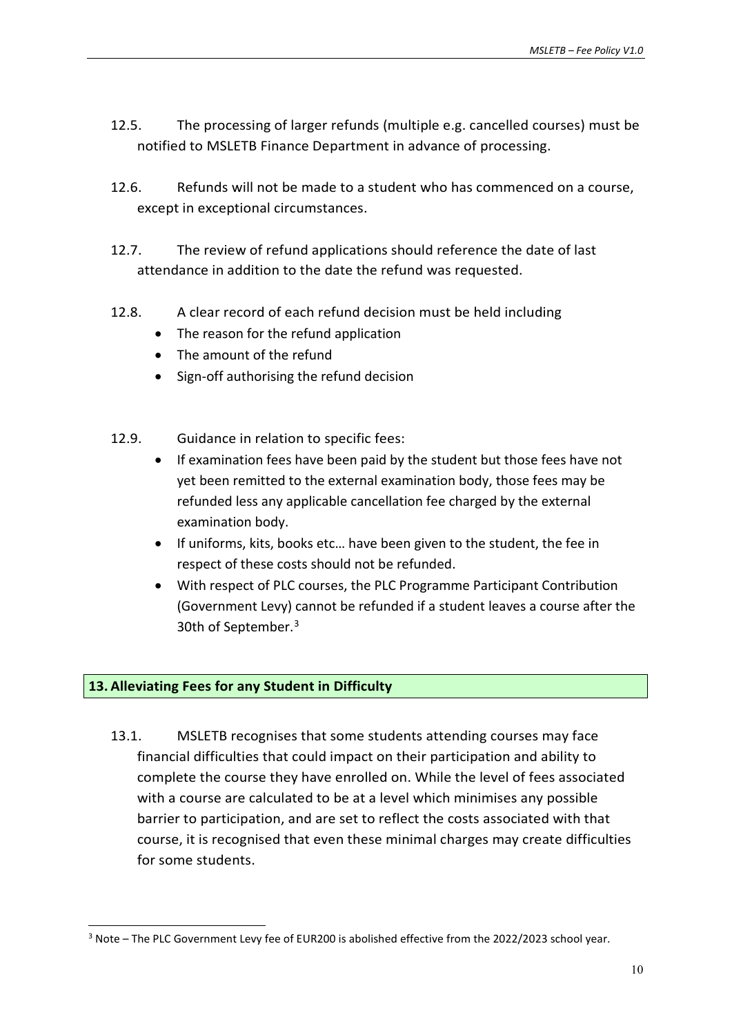12.5. The processing of larger refunds (multiple e.g. cancelled courses) must be notified to MSLETB Finance Department in advance of processing.

12.6. Refunds will not be made to a student who has commenced on a course, except in exceptional circumstances.

12.7. The review of refund applications should reference the date of last attendance in addition to the date the refund was requested.

12.8. A clear record of each refund decision must be held including

- The reason for the refund application
- The amount of the refund
- Sign-off authorising the refund decision

12.9. Guidance in relation to specific fees:

- If examination fees have been paid by the student but those fees have not yet been remitted to the external examination body, those fees may be refunded less any applicable cancellation fee charged by the external examination body.
- If uniforms, kits, books etc… have been given to the student, the fee in respect of these costs should not be refunded.
- With respect of PLC courses, the PLC Programme Participant Contribution (Government Levy) cannot be refunded if a student leaves a course after the 30th of September.[3]

## 13. Alleviating Fees for any Student in Difficulty

13.1. MSLETB recognises that some students attending courses may face financial difficulties that could impact on their participation and ability to complete the course they have enrolled on. While the level of fees associated with a course are calculated to be at a level which minimises any possible barrier to participation, and are set to reflect the costs associated with that course, it is recognised that even these minimal charges may create difficulties for some students.

[3] Note – The PLC Government Levy fee of EUR200 is abolished effective from the 2022/2023 school year.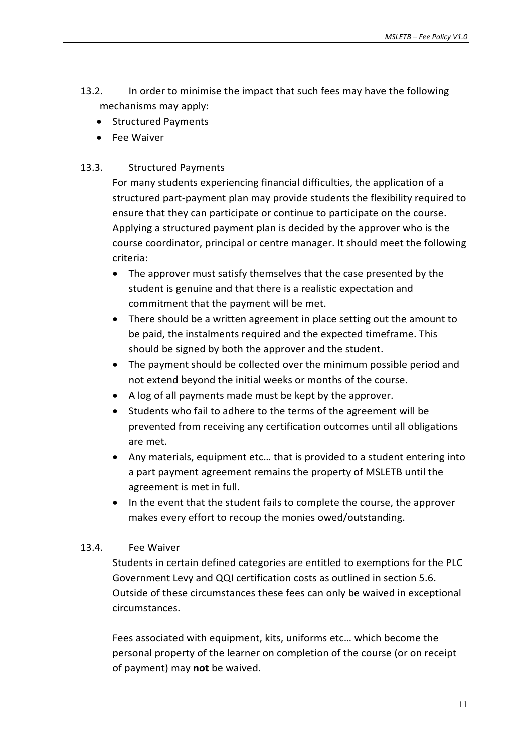13.2. In order to minimise the impact that such fees may have the following mechanisms may apply:

- Structured Payments
- Fee Waiver

13.3. Structured Payments

For many students experiencing financial difficulties, the application of a structured part-payment plan may provide students the flexibility required to ensure that they can participate or continue to participate on the course. Applying a structured payment plan is decided by the approver who is the course coordinator, principal or centre manager. It should meet the following criteria:

- The approver must satisfy themselves that the case presented by the student is genuine and that there is a realistic expectation and commitment that the payment will be met.
- There should be a written agreement in place setting out the amount to be paid, the instalments required and the expected timeframe. This should be signed by both the approver and the student.
- The payment should be collected over the minimum possible period and not extend beyond the initial weeks or months of the course.
- A log of all payments made must be kept by the approver.
- Students who fail to adhere to the terms of the agreement will be prevented from receiving any certification outcomes until all obligations are met.
- Any materials, equipment etc… that is provided to a student entering into a part payment agreement remains the property of MSLETB until the agreement is met in full.
- In the event that the student fails to complete the course, the approver makes every effort to recoup the monies owed/outstanding.

13.4. Fee Waiver

Students in certain defined categories are entitled to exemptions for the PLC Government Levy and QQI certification costs as outlined in section 5.6. Outside of these circumstances these fees can only be waived in exceptional circumstances.

Fees associated with equipment, kits, uniforms etc… which become the personal property of the learner on completion of the course (or on receipt of payment) may **not** be waived.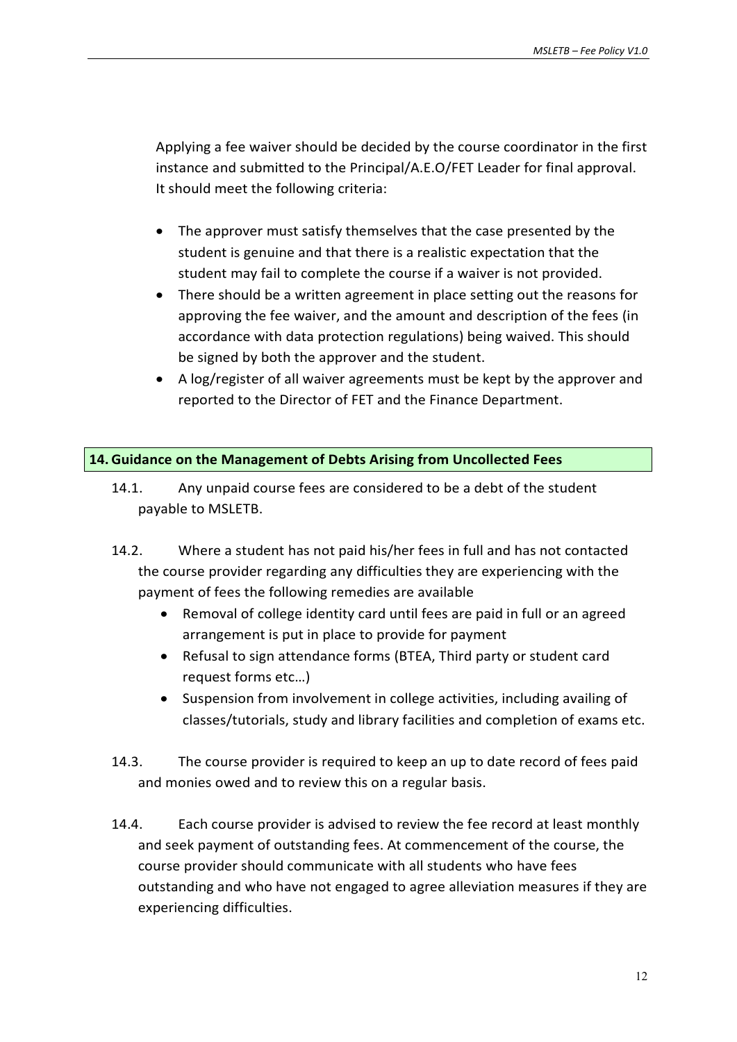Applying a fee waiver should be decided by the course coordinator in the first instance and submitted to the Principal/A.E.O/FET Leader for final approval. It should meet the following criteria:

- The approver must satisfy themselves that the case presented by the student is genuine and that there is a realistic expectation that the student may fail to complete the course if a waiver is not provided.
- There should be a written agreement in place setting out the reasons for approving the fee waiver, and the amount and description of the fees (in accordance with data protection regulations) being waived. This should be signed by both the approver and the student.
- A log/register of all waiver agreements must be kept by the approver and reported to the Director of FET and the Finance Department.

## 14. Guidance on the Management of Debts Arising from Uncollected Fees

14.1. Any unpaid course fees are considered to be a debt of the student payable to MSLETB.

14.2. Where a student has not paid his/her fees in full and has not contacted the course provider regarding any difficulties they are experiencing with the payment of fees the following remedies are available

- Removal of college identity card until fees are paid in full or an agreed arrangement is put in place to provide for payment
- Refusal to sign attendance forms (BTEA, Third party or student card request forms etc…)
- Suspension from involvement in college activities, including availing of classes/tutorials, study and library facilities and completion of exams etc.

14.3. The course provider is required to keep an up to date record of fees paid and monies owed and to review this on a regular basis.

14.4. Each course provider is advised to review the fee record at least monthly and seek payment of outstanding fees. At commencement of the course, the course provider should communicate with all students who have fees outstanding and who have not engaged to agree alleviation measures if they are experiencing difficulties.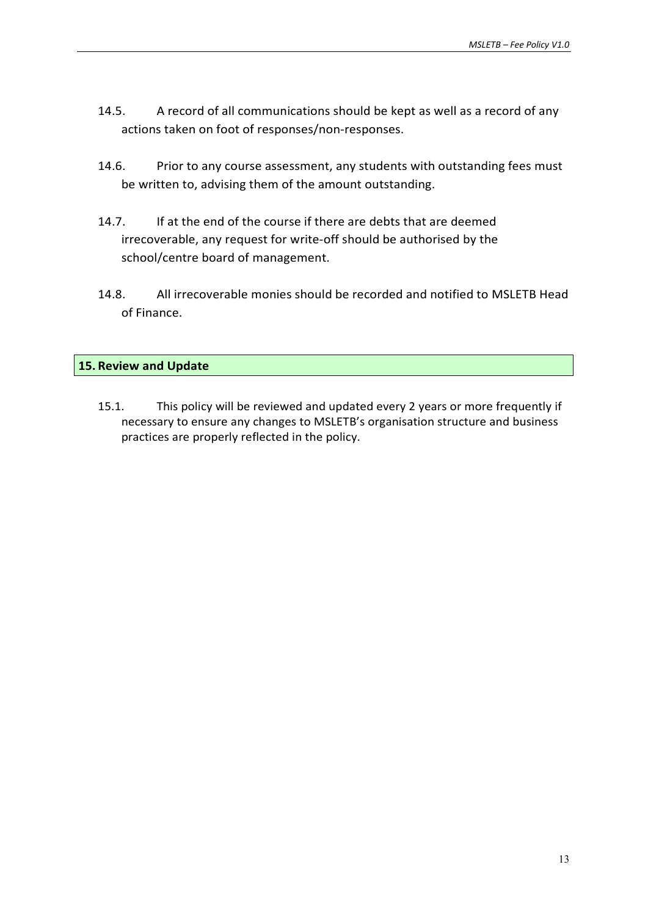14.5. A record of all communications should be kept as well as a record of any actions taken on foot of responses/non-responses.

14.6. Prior to any course assessment, any students with outstanding fees must be written to, advising them of the amount outstanding.

14.7. If at the end of the course if there are debts that are deemed irrecoverable, any request for write-off should be authorised by the school/centre board of management.

14.8. All irrecoverable monies should be recorded and notified to MSLETB Head of Finance.

## 15. Review and Update

15.1. This policy will be reviewed and updated every 2 years or more frequently if necessary to ensure any changes to MSLETB's organisation structure and business practices are properly reflected in the policy.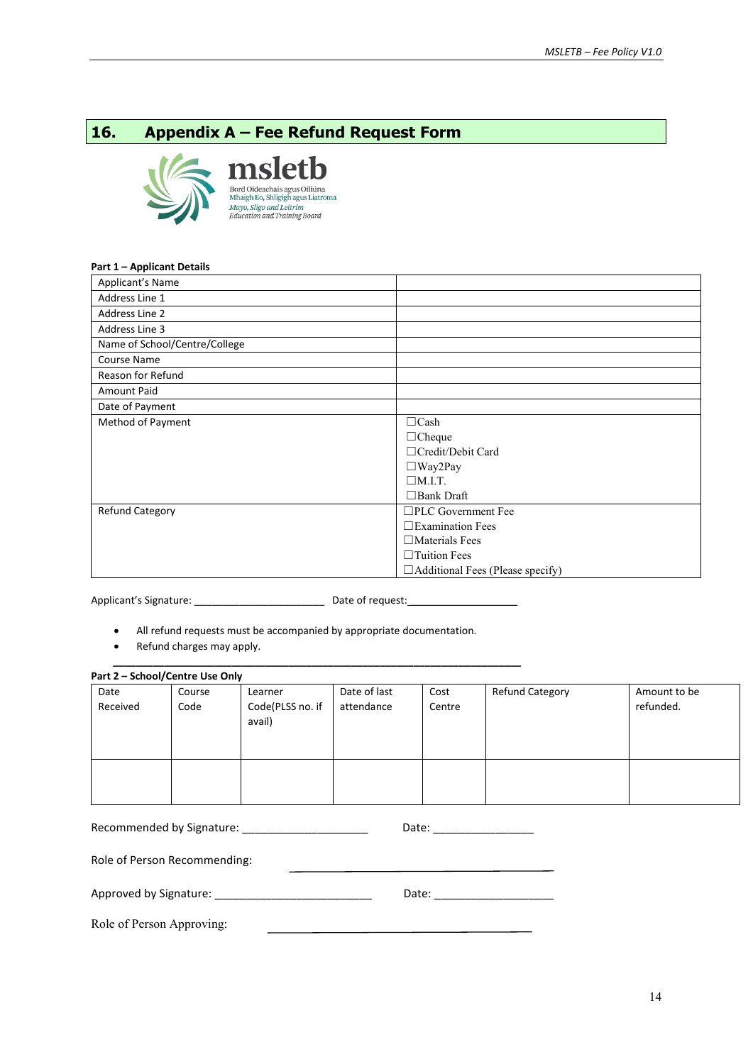## 16. Appendix A – Fee Refund Request Form

msletb
Bord Oideachais agus Oiliúna Mhaigh Eo, Shligigh agus Liatroma
*Mayo, Sligo and Leitrim Education and Training Board*

**Part 1 – Applicant Details**

| | |
|---|---|
| Applicant's Name | |
| Address Line 1 | |
| Address Line 2 | |
| Address Line 3 | |
| Name of School/Centre/College | |
| Course Name | |
| Reason for Refund | |
| Amount Paid | |
| Date of Payment | |
| Method of Payment | ☐Cash<br>☐Cheque<br>☐Credit/Debit Card<br>☐Way2Pay<br>☐M.I.T.<br>☐Bank Draft |
| Refund Category | ☐PLC Government Fee<br>☐Examination Fees<br>☐Materials Fees<br>☐Tuition Fees<br>☐Additional Fees (Please specify) |

Applicant's Signature: ______________________ Date of request:___________________

- All refund requests must be accompanied by appropriate documentation.
- Refund charges may apply.

**Part 2 – School/Centre Use Only**

| Date Received | Course Code | Learner Code(PLSS no. if avail) | Date of last attendance | Cost Centre | Refund Category | Amount to be refunded. |
|---|---|---|---|---|---|---|
| | | | | | | |

Recommended by Signature: ____________________ Date: ________________

Role of Person Recommending: ________________________________________

Approved by Signature: _________________________ Date: ___________________

Role of Person Approving: ________________________________________